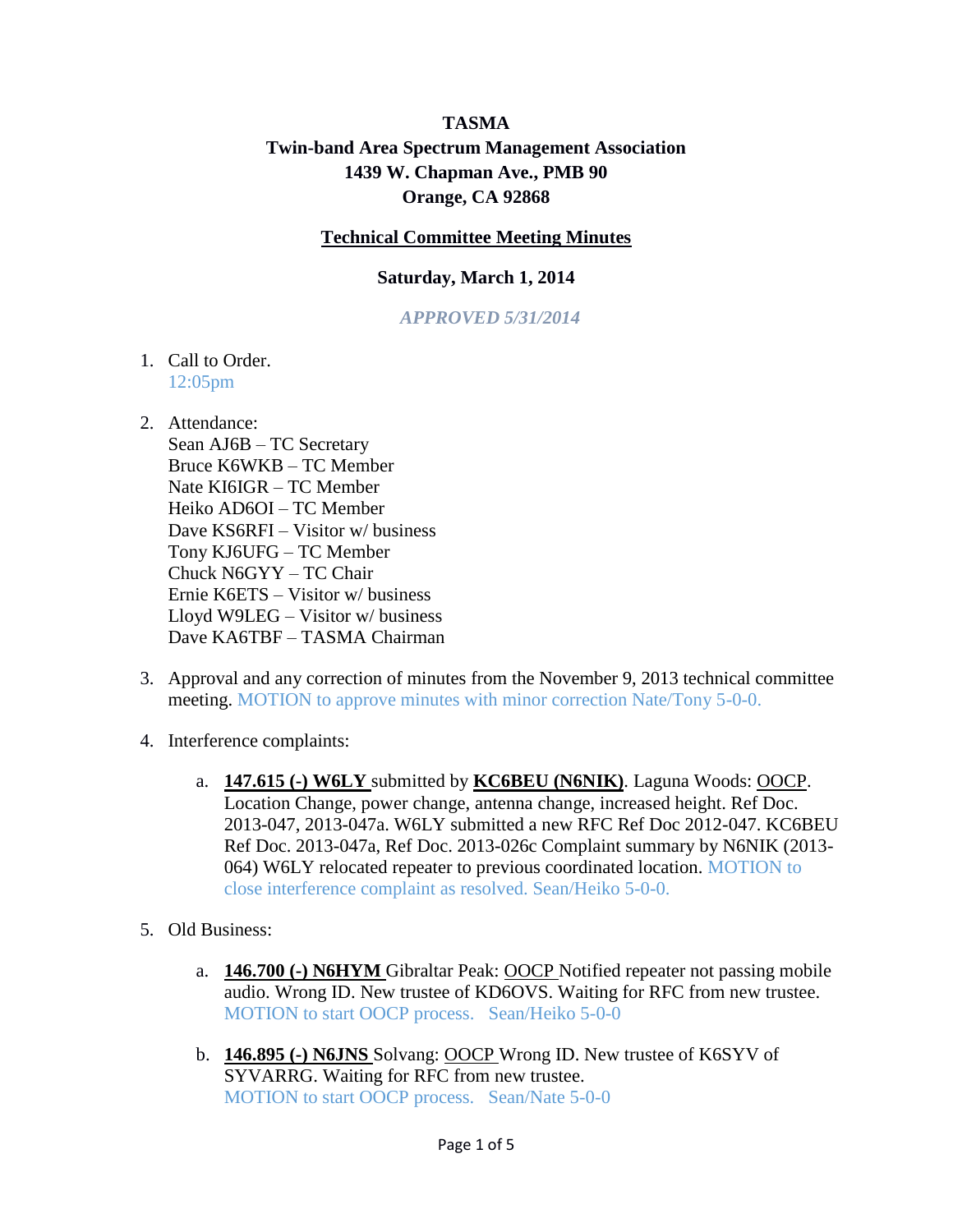**TASMA**
**Twin-band Area Spectrum Management Association**
**1439 W. Chapman Ave., PMB 90**
**Orange, CA 92868**

**Technical Committee Meeting Minutes**

**Saturday, March 1, 2014**

***APPROVED 5/31/2014***

1. Call to Order.
   12:05pm

2. Attendance:
   Sean AJ6B – TC Secretary
   Bruce K6WKB – TC Member
   Nate KI6IGR – TC Member
   Heiko AD6OI – TC Member
   Dave KS6RFI – Visitor w/ business
   Tony KJ6UFG – TC Member
   Chuck N6GYY – TC Chair
   Ernie K6ETS – Visitor w/ business
   Lloyd W9LEG – Visitor w/ business
   Dave KA6TBF – TASMA Chairman

3. Approval and any correction of minutes from the November 9, 2013 technical committee meeting. MOTION to approve minutes with minor correction Nate/Tony 5-0-0.

4. Interference complaints:

   a. **147.615 (-) W6LY** submitted by **KC6BEU (N6NIK)**. Laguna Woods: OOCP. Location Change, power change, antenna change, increased height. Ref Doc. 2013-047, 2013-047a. W6LY submitted a new RFC Ref Doc 2012-047. KC6BEU Ref Doc. 2013-047a, Ref Doc. 2013-026c Complaint summary by N6NIK (2013-064) W6LY relocated repeater to previous coordinated location. MOTION to close interference complaint as resolved. Sean/Heiko 5-0-0.

5. Old Business:

   a. **146.700 (-) N6HYM** Gibraltar Peak: OOCP Notified repeater not passing mobile audio. Wrong ID. New trustee of KD6OVS. Waiting for RFC from new trustee. MOTION to start OOCP process. Sean/Heiko 5-0-0

   b. **146.895 (-) N6JNS** Solvang: OOCP Wrong ID. New trustee of K6SYV of SYVARRG. Waiting for RFC from new trustee. MOTION to start OOCP process. Sean/Nate 5-0-0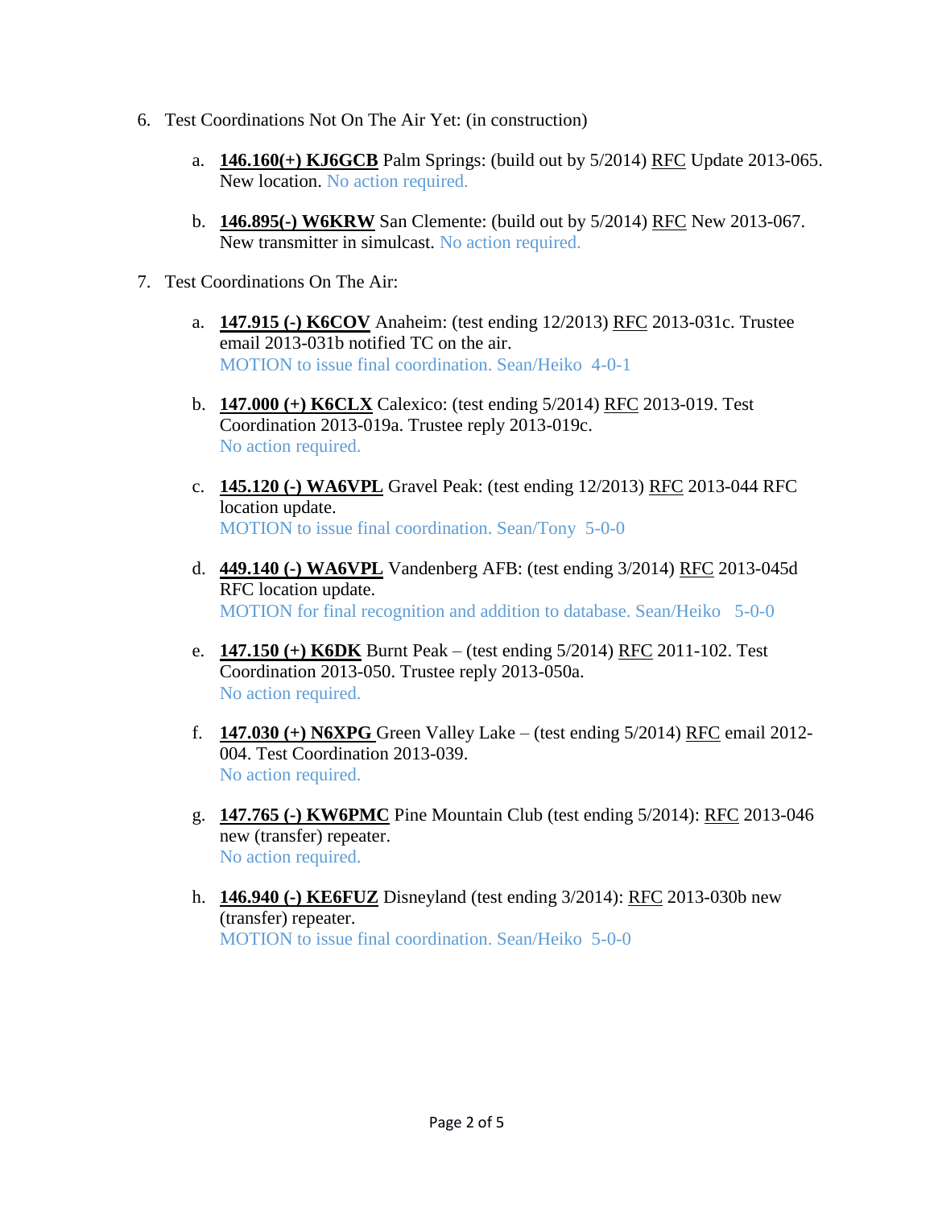6. Test Coordinations Not On The Air Yet: (in construction)

    a. **146.160(+) KJ6GCB** Palm Springs: (build out by 5/2014) RFC Update 2013-065. New location. No action required.

    b. **146.895(-) W6KRW** San Clemente: (build out by 5/2014) RFC New 2013-067. New transmitter in simulcast. No action required.

7. Test Coordinations On The Air:

    a. **147.915 (-) K6COV** Anaheim: (test ending 12/2013) RFC 2013-031c. Trustee email 2013-031b notified TC on the air.
    MOTION to issue final coordination. Sean/Heiko 4-0-1

    b. **147.000 (+) K6CLX** Calexico: (test ending 5/2014) RFC 2013-019. Test Coordination 2013-019a. Trustee reply 2013-019c.
    No action required.

    c. **145.120 (-) WA6VPL** Gravel Peak: (test ending 12/2013) RFC 2013-044 RFC location update.
    MOTION to issue final coordination. Sean/Tony 5-0-0

    d. **449.140 (-) WA6VPL** Vandenberg AFB: (test ending 3/2014) RFC 2013-045d RFC location update.
    MOTION for final recognition and addition to database. Sean/Heiko 5-0-0

    e. **147.150 (+) K6DK** Burnt Peak – (test ending 5/2014) RFC 2011-102. Test Coordination 2013-050. Trustee reply 2013-050a.
    No action required.

    f. **147.030 (+) N6XPG** Green Valley Lake – (test ending 5/2014) RFC email 2012-004. Test Coordination 2013-039.
    No action required.

    g. **147.765 (-) KW6PMC** Pine Mountain Club (test ending 5/2014): RFC 2013-046 new (transfer) repeater.
    No action required.

    h. **146.940 (-) KE6FUZ** Disneyland (test ending 3/2014): RFC 2013-030b new (transfer) repeater.
    MOTION to issue final coordination. Sean/Heiko 5-0-0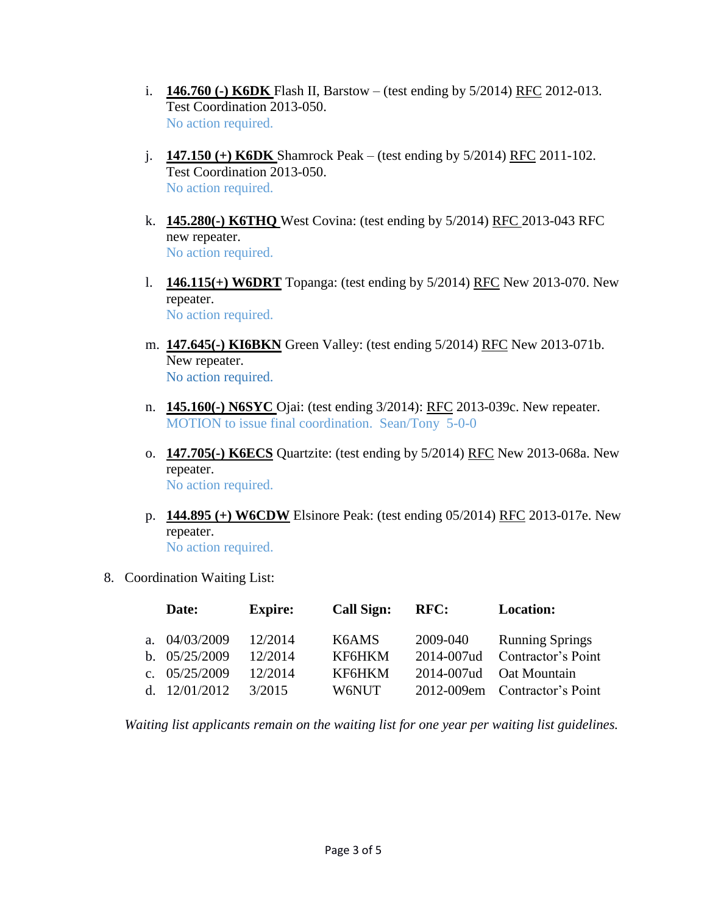i. **146.760 (-) K6DK** Flash II, Barstow – (test ending by 5/2014) RFC 2012-013. Test Coordination 2013-050.
   No action required.

j. **147.150 (+) K6DK** Shamrock Peak – (test ending by 5/2014) RFC 2011-102. Test Coordination 2013-050.
   No action required.

k. **145.280(-) K6THQ** West Covina: (test ending by 5/2014) RFC 2013-043 RFC new repeater.
   No action required.

l. **146.115(+) W6DRT** Topanga: (test ending by 5/2014) RFC New 2013-070. New repeater.
   No action required.

m. **147.645(-) KI6BKN** Green Valley: (test ending 5/2014) RFC New 2013-071b. New repeater.
   No action required.

n. **145.160(-) N6SYC** Ojai: (test ending 3/2014): RFC 2013-039c. New repeater.
   MOTION to issue final coordination. Sean/Tony 5-0-0

o. **147.705(-) K6ECS** Quartzite: (test ending by 5/2014) RFC New 2013-068a. New repeater.
   No action required.

p. **144.895 (+) W6CDW** Elsinore Peak: (test ending 05/2014) RFC 2013-017e. New repeater.
   No action required.

8. Coordination Waiting List:

| | Date: | Expire: | Call Sign: | RFC: | Location: |
|---|---|---|---|---|---|
| a. | 04/03/2009 | 12/2014 | K6AMS | 2009-040 | Running Springs |
| b. | 05/25/2009 | 12/2014 | KF6HKM | 2014-007ud | Contractor's Point |
| c. | 05/25/2009 | 12/2014 | KF6HKM | 2014-007ud | Oat Mountain |
| d. | 12/01/2012 | 3/2015 | W6NUT | 2012-009em | Contractor's Point |

*Waiting list applicants remain on the waiting list for one year per waiting list guidelines.*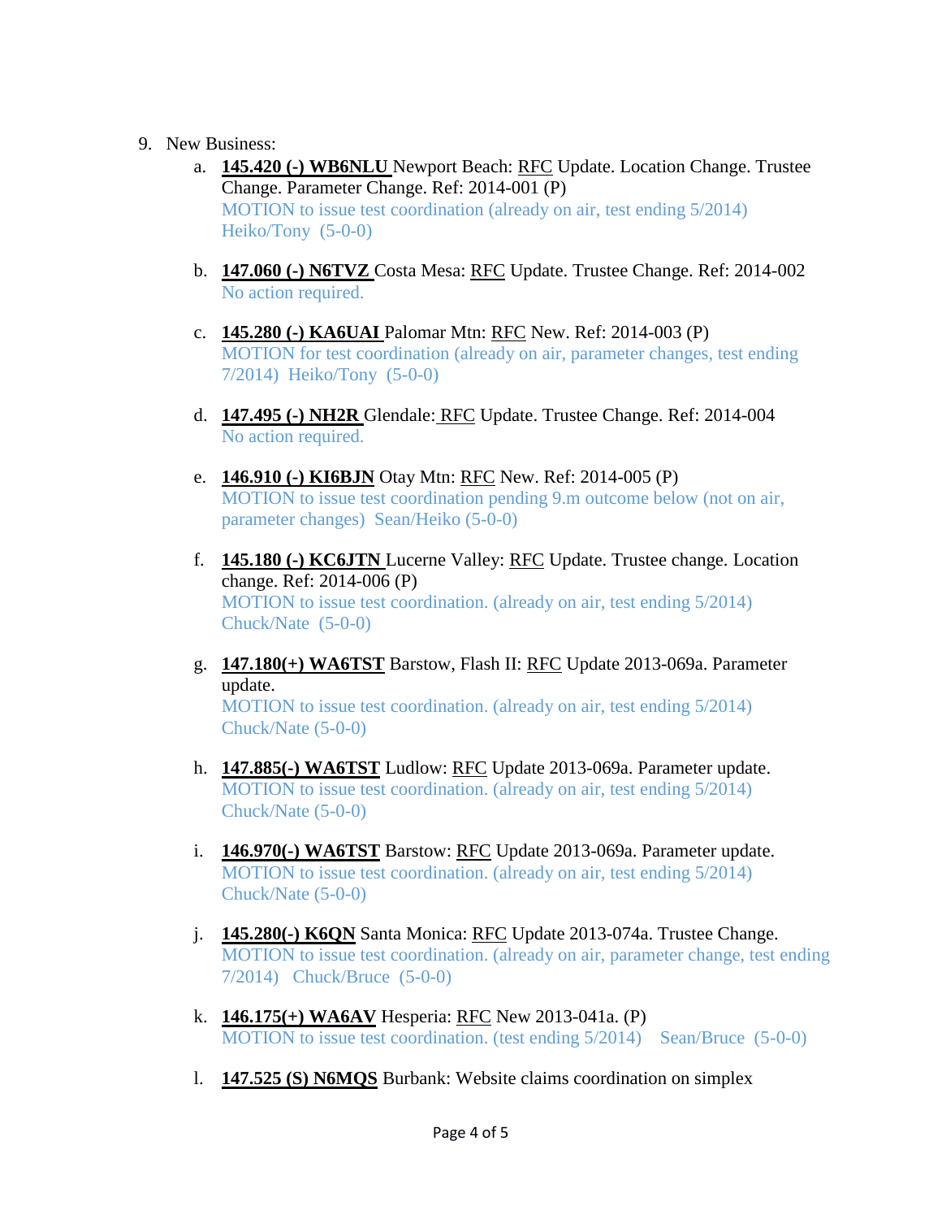9. New Business:
    a. **145.420 (-) WB6NLU** Newport Beach: RFC Update. Location Change. Trustee Change. Parameter Change. Ref: 2014-001 (P)
    MOTION to issue test coordination (already on air, test ending 5/2014) Heiko/Tony (5-0-0)

    b. **147.060 (-) N6TVZ** Costa Mesa: RFC Update. Trustee Change. Ref: 2014-002
    No action required.

    c. **145.280 (-) KA6UAI** Palomar Mtn: RFC New. Ref: 2014-003 (P)
    MOTION for test coordination (already on air, parameter changes, test ending 7/2014) Heiko/Tony (5-0-0)

    d. **147.495 (-) NH2R** Glendale: RFC Update. Trustee Change. Ref: 2014-004
    No action required.

    e. **146.910 (-) KI6BJN** Otay Mtn: RFC New. Ref: 2014-005 (P)
    MOTION to issue test coordination pending 9.m outcome below (not on air, parameter changes) Sean/Heiko (5-0-0)

    f. **145.180 (-) KC6JTN** Lucerne Valley: RFC Update. Trustee change. Location change. Ref: 2014-006 (P)
    MOTION to issue test coordination. (already on air, test ending 5/2014) Chuck/Nate (5-0-0)

    g. **147.180(+) WA6TST** Barstow, Flash II: RFC Update 2013-069a. Parameter update.
    MOTION to issue test coordination. (already on air, test ending 5/2014) Chuck/Nate (5-0-0)

    h. **147.885(-) WA6TST** Ludlow: RFC Update 2013-069a. Parameter update.
    MOTION to issue test coordination. (already on air, test ending 5/2014) Chuck/Nate (5-0-0)

    i. **146.970(-) WA6TST** Barstow: RFC Update 2013-069a. Parameter update.
    MOTION to issue test coordination. (already on air, test ending 5/2014) Chuck/Nate (5-0-0)

    j. **145.280(-) K6QN** Santa Monica: RFC Update 2013-074a. Trustee Change.
    MOTION to issue test coordination. (already on air, parameter change, test ending 7/2014) Chuck/Bruce (5-0-0)

    k. **146.175(+) WA6AV** Hesperia: RFC New 2013-041a. (P)
    MOTION to issue test coordination. (test ending 5/2014) Sean/Bruce (5-0-0)

    l. **147.525 (S) N6MQS** Burbank: Website claims coordination on simplex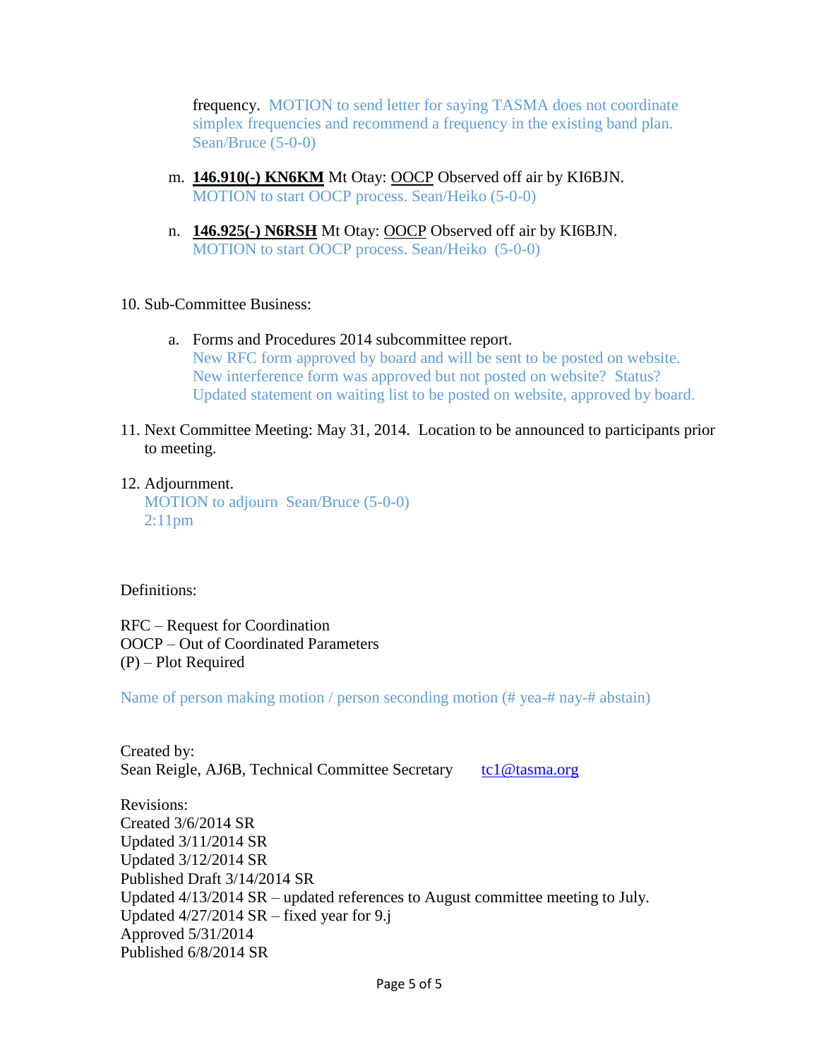frequency. MOTION to send letter for saying TASMA does not coordinate simplex frequencies and recommend a frequency in the existing band plan. Sean/Bruce (5-0-0)

m. **146.910(-) KN6KM** Mt Otay: OOCP Observed off air by KI6BJN.
MOTION to start OOCP process. Sean/Heiko (5-0-0)

n. **146.925(-) N6RSH** Mt Otay: OOCP Observed off air by KI6BJN.
MOTION to start OOCP process. Sean/Heiko (5-0-0)

10. Sub-Committee Business:

    a. Forms and Procedures 2014 subcommittee report.
    New RFC form approved by board and will be sent to be posted on website.
    New interference form was approved but not posted on website? Status?
    Updated statement on waiting list to be posted on website, approved by board.

11. Next Committee Meeting: May 31, 2014. Location to be announced to participants prior to meeting.

12. Adjournment.
    MOTION to adjourn Sean/Bruce (5-0-0)
    2:11pm

Definitions:

RFC – Request for Coordination
OOCP – Out of Coordinated Parameters
(P) – Plot Required

Name of person making motion / person seconding motion (# yea-# nay-# abstain)

Created by:
Sean Reigle, AJ6B, Technical Committee Secretary tc1@tasma.org

Revisions:
Created 3/6/2014 SR
Updated 3/11/2014 SR
Updated 3/12/2014 SR
Published Draft 3/14/2014 SR
Updated 4/13/2014 SR – updated references to August committee meeting to July.
Updated 4/27/2014 SR – fixed year for 9.j
Approved 5/31/2014
Published 6/8/2014 SR